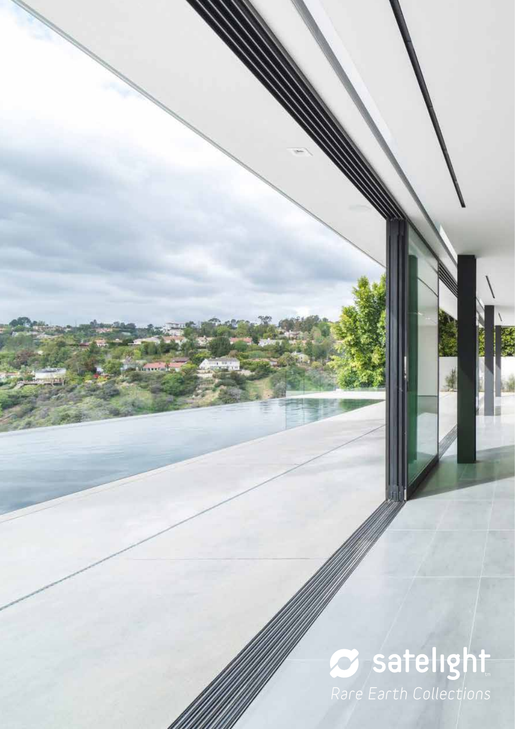satelight

*Rare Earth Collections*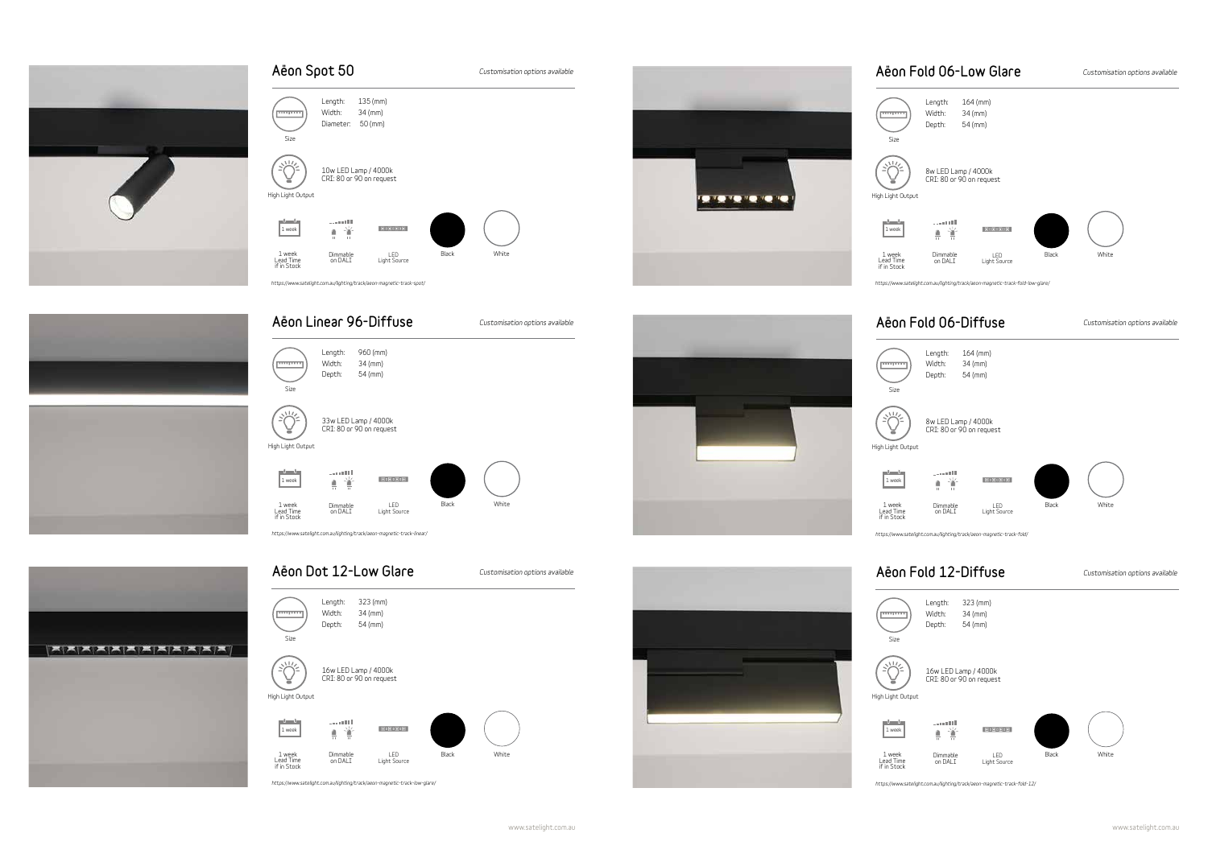## Aëon Spot 50

*Customisation options available*

Size

Length: 135 (mm)
Width: 34 (mm)
Diameter: 50 (mm)

High Light Output

10w LED Lamp / 4000k
CRI: 80 or 90 on request

1 week Lead Time if in Stock | Dimmable on DALI | LED Light Source | Black | White

*https://www.satelight.com.au/lighting/track/aeon-magnetic-track-spot/*

## Aëon Linear 96-Diffuse

*Customisation options available*

Size

Length: 960 (mm)
Width: 34 (mm)
Depth: 54 (mm)

High Light Output

33w LED Lamp / 4000k
CRI: 80 or 90 on request

1 week Lead Time if in Stock | Dimmable on DALI | LED Light Source | Black | White

*https://www.satelight.com.au/lighting/track/aeon-magnetic-track-linear/*

## Aëon Dot 12-Low Glare

*Customisation options available*

Size

Length: 323 (mm)
Width: 34 (mm)
Depth: 54 (mm)

High Light Output

16w LED Lamp / 4000k
CRI: 80 or 90 on request

1 week Lead Time if in Stock | Dimmable on DALI | LED Light Source | Black | White

*https://www.satelight.com.au/lighting/track/aeon-magnetic-track-low-glare/*

## Aëon Fold 06-Low Glare

*Customisation options available*

Size

Length: 164 (mm)
Width: 34 (mm)
Depth: 54 (mm)

High Light Output

8w LED Lamp / 4000k
CRI: 80 or 90 on request

1 week Lead Time if in Stock | Dimmable on DALI | LED Light Source | Black | White

*https://www.satelight.com.au/lighting/track/aeon-magnetic-track-fold-low-glare/*

## Aëon Fold 06-Diffuse

*Customisation options available*

Size

Length: 164 (mm)
Width: 34 (mm)
Depth: 54 (mm)

High Light Output

8w LED Lamp / 4000k
CRI: 80 or 90 on request

1 week Lead Time if in Stock | Dimmable on DALI | LED Light Source | Black | White

*https://www.satelight.com.au/lighting/track/aeon-magnetic-track-fold/*

## Aëon Fold 12-Diffuse

*Customisation options available*

Size

Length: 323 (mm)
Width: 34 (mm)
Depth: 54 (mm)

High Light Output

16w LED Lamp / 4000k
CRI: 80 or 90 on request

1 week Lead Time if in Stock | Dimmable on DALI | LED Light Source | Black | White

*https://www.satelight.com.au/lighting/track/aeon-magnetic-track-fold-12/*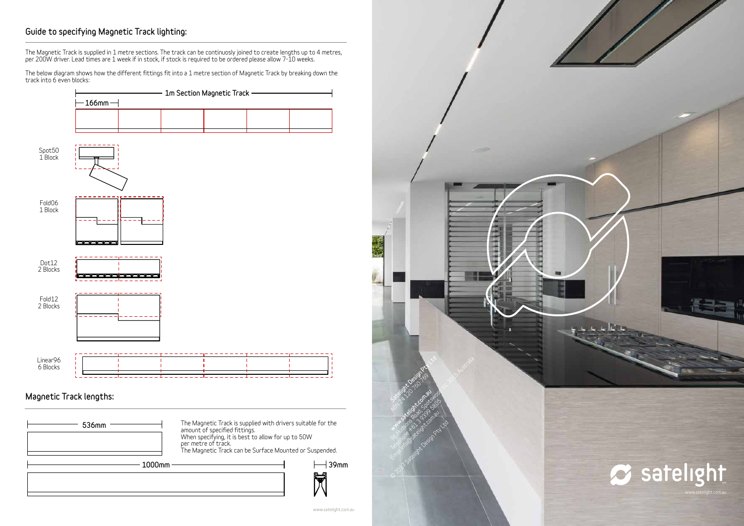## Guide to specifying Magnetic Track lighting:

The Magnetic Track is supplied in 1 metre sections. The track can be continuously joined to create lengths up to 4 metres, per 200W driver. Lead times are 1 week if in stock, if stock is required to be ordered please allow 7-10 weeks.

The below diagram shows how the different fittings fit into a 1 metre section of Magnetic Track by breaking down the track into 6 even blocks:

1m Section Magnetic Track

166mm

Spot50
1 Block

Fold06
1 Block

Dot12
2 Blocks

Fold12
2 Blocks

Linear96
6 Blocks

## Magnetic Track lengths:

536mm

1000mm

39mm

The Magnetic Track is supplied with drivers suitable for the amount of specified fittings.
When specifying, it is best to allow for up to 50W per metre of track.
The Magnetic Track can be Surface Mounted or Suspended.

Satelight Design Pty Ltd
ABN 24 120 760 769
www.satelight.com.au
96 Hudsons Road, Spotswood Vic 3015 Australia
Telephone +61 3 9399 5855
Email info@satelight.com.au
© 2017 Satelight Design Pty Ltd

satelight
www.satelight.com.au